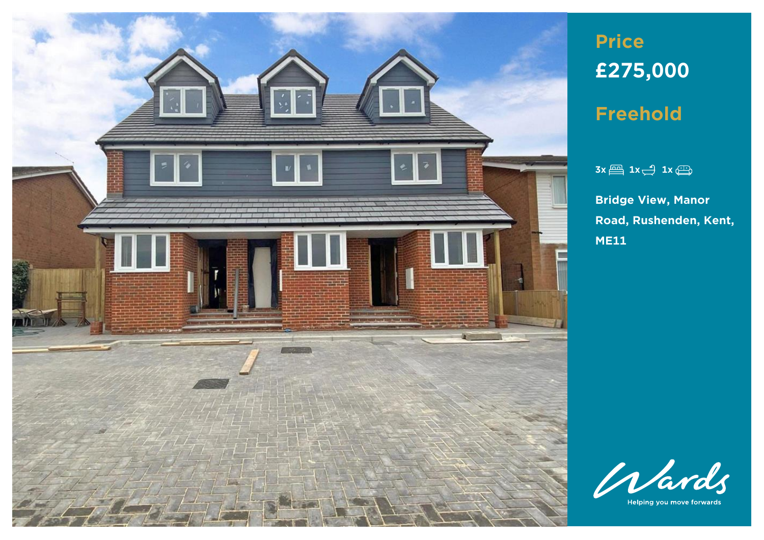## Price

## £275,000

## Freehold

3x 1x 1x

**Bridge View, Manor Road, Rushenden, Kent, ME11**

Helping you move forwards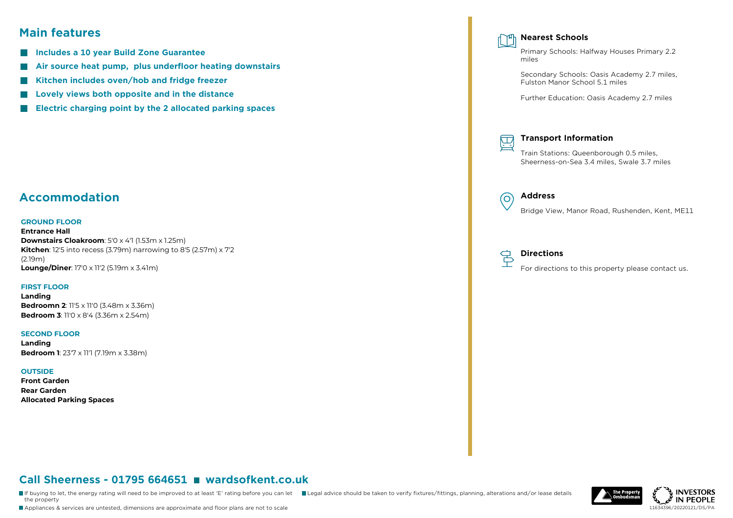## Main features

- **Includes a 10 year Build Zone Guarantee**
- **Air source heat pump, plus underfloor heating downstairs**
- **Kitchen includes oven/hob and fridge freezer**
- **Lovely views both opposite and in the distance**
- **Electric charging point by the 2 allocated parking spaces**

## Accommodation

**GROUND FLOOR**
**Entrance Hall**
**Downstairs Cloakroom**: 5'0 x 4'1 (1.53m x 1.25m)
**Kitchen**: 12'5 into recess (3.79m) narrowing to 8'5 (2.57m) x 7'2 (2.19m)
**Lounge/Diner**: 17'0 x 11'2 (5.19m x 3.41m)

**FIRST FLOOR**
**Landing**
**Bedroomn 2**: 11'5 x 11'0 (3.48m x 3.36m)
**Bedroom 3**: 11'0 x 8'4 (3.36m x 2.54m)

**SECOND FLOOR**
**Landing**
**Bedroom 1**: 23'7 x 11'1 (7.19m x 3.38m)

**OUTSIDE**
**Front Garden**
**Rear Garden**
**Allocated Parking Spaces**

### Nearest Schools

Primary Schools: Halfway Houses Primary 2.2 miles

Secondary Schools: Oasis Academy 2.7 miles, Fulston Manor School 5.1 miles

Further Education: Oasis Academy 2.7 miles

### Transport Information

Train Stations: Queenborough 0.5 miles, Sheerness-on-Sea 3.4 miles, Swale 3.7 miles

### Address

Bridge View, Manor Road, Rushenden, Kent, ME11

### Directions

For directions to this property please contact us.

## Call Sheerness - 01795 664651 ■ wardsofkent.co.uk

- If buying to let, the energy rating will need to be improved to at least 'E' rating before you can let the property
- Legal advice should be taken to verify fixtures/fittings, planning, alterations and/or lease details
- Appliances & services are untested, dimensions are approximate and floor plans are not to scale

The Property Ombudsman

INVESTORS IN PEOPLE

11634396/20220121/DS/PA